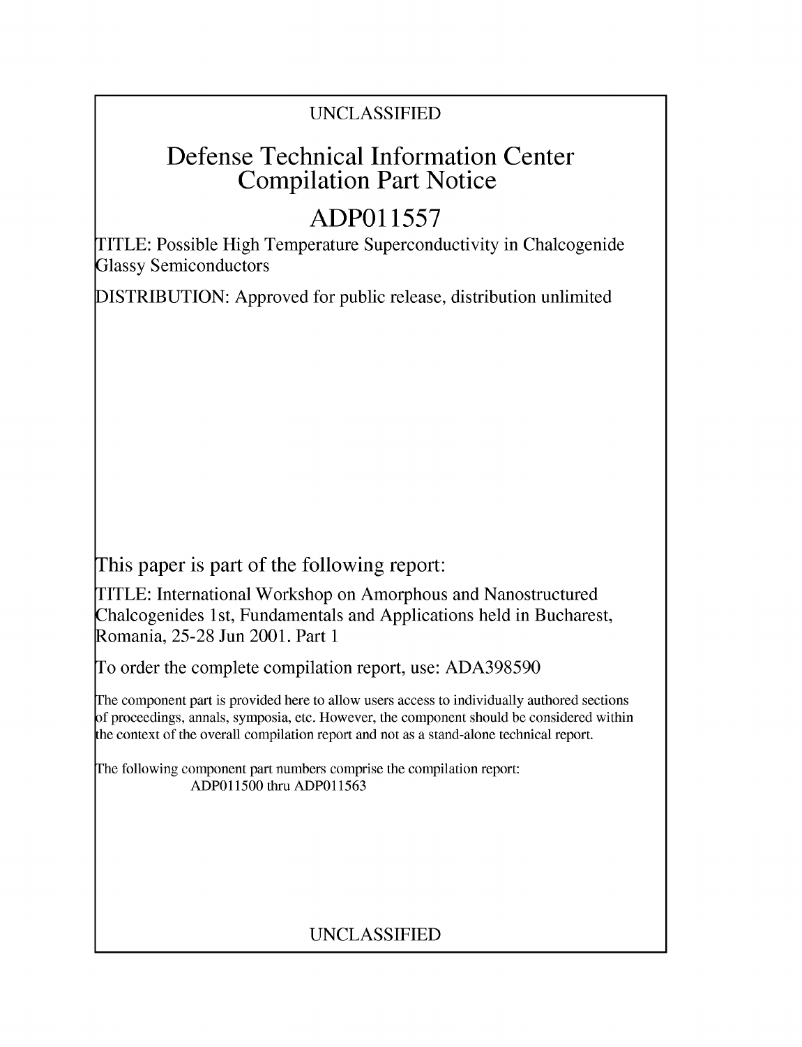UNCLASSIFIED

# Defense Technical Information Center Compilation Part Notice

# ADP011557

TITLE: Possible High Temperature Superconductivity in Chalcogenide Glassy Semiconductors

DISTRIBUTION: Approved for public release, distribution unlimited

This paper is part of the following report:

TITLE: International Workshop on Amorphous and Nanostructured Chalcogenides 1st, Fundamentals and Applications held in Bucharest, Romania, 25-28 Jun 2001. Part 1

To order the complete compilation report, use: ADA398590

The component part is provided here to allow users access to individually authored sections of proceedings, annals, symposia, etc. However, the component should be considered within the context of the overall compilation report and not as a stand-alone technical report.

The following component part numbers comprise the compilation report:
ADP011500 thru ADP011563

UNCLASSIFIED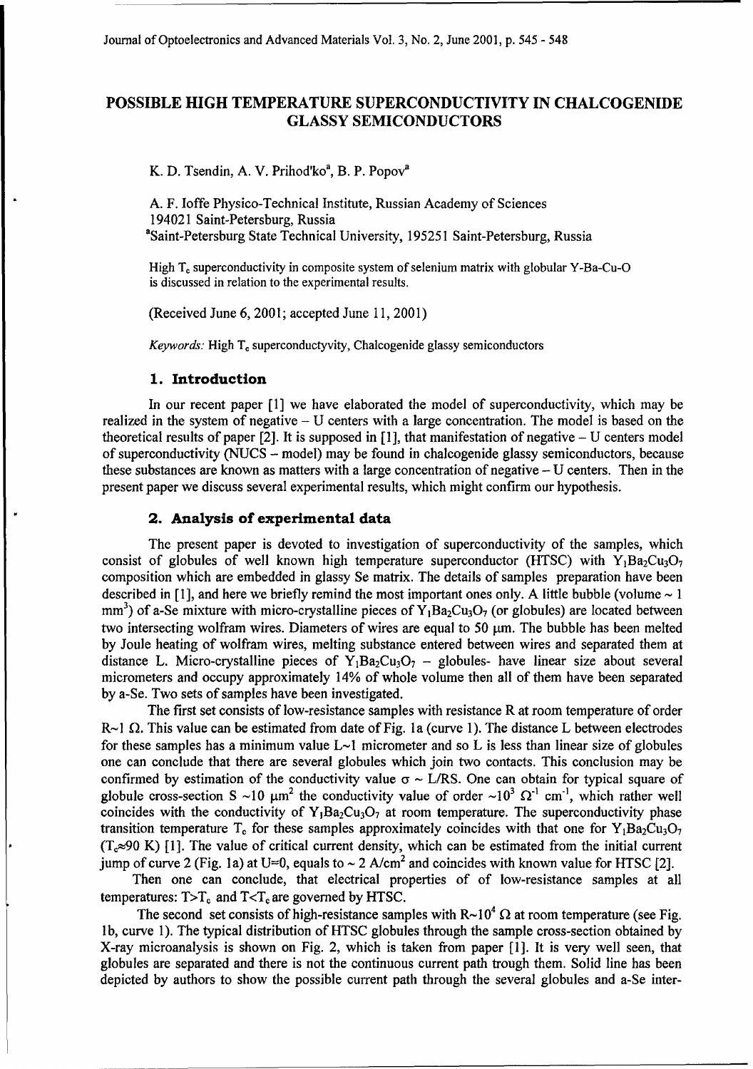# POSSIBLE HIGH TEMPERATURE SUPERCONDUCTIVITY IN CHALCOGENIDE GLASSY SEMICONDUCTORS

K. D. Tsendin, A. V. Prihod'ko[a], B. P. Popov[a]

A. F. Ioffe Physico-Technical Institute, Russian Academy of Sciences
194021 Saint-Petersburg, Russia
[a]Saint-Petersburg State Technical University, 195251 Saint-Petersburg, Russia

High $T_c$ superconductivity in composite system of selenium matrix with globular Y-Ba-Cu-O is discussed in relation to the experimental results.

(Received June 6, 2001; accepted June 11, 2001)

*Keywords:* High $T_c$ superconductyvity, Chalcogenide glassy semiconductors

## 1. Introduction

In our recent paper [1] we have elaborated the model of superconductivity, which may be realized in the system of negative – U centers with a large concentration. The model is based on the theoretical results of paper [2]. It is supposed in [1], that manifestation of negative – U centers model of superconductivity (NUCS – model) may be found in chalcogenide glassy semiconductors, because these substances are known as matters with a large concentration of negative – U centers. Then in the present paper we discuss several experimental results, which might confirm our hypothesis.

## 2. Analysis of experimental data

The present paper is devoted to investigation of superconductivity of the samples, which consist of globules of well known high temperature superconductor (HTSC) with $Y_1Ba_2Cu_3O_7$ composition which are embedded in glassy Se matrix. The details of samples preparation have been described in [1], and here we briefly remind the most important ones only. A little bubble (volume ~ 1 mm$^3$) of a-Se mixture with micro-crystalline pieces of $Y_1Ba_2Cu_3O_7$ (or globules) are located between two intersecting wolfram wires. Diameters of wires are equal to 50 μm. The bubble has been melted by Joule heating of wolfram wires, melting substance entered between wires and separated them at distance L. Micro-crystalline pieces of $Y_1Ba_2Cu_3O_7$ – globules- have linear size about several micrometers and occupy approximately 14% of whole volume then all of them have been separated by a-Se. Two sets of samples have been investigated.

The first set consists of low-resistance samples with resistance R at room temperature of order R~1 Ω. This value can be estimated from date of Fig. 1a (curve 1). The distance L between electrodes for these samples has a minimum value L~1 micrometer and so L is less than linear size of globules one can conclude that there are several globules which join two contacts. This conclusion may be confirmed by estimation of the conductivity value $\sigma \sim L/RS$. One can obtain for typical square of globule cross-section S ~10 μm$^2$ the conductivity value of order ~10$^3$ Ω$^{-1}$ cm$^{-1}$, which rather well coincides with the conductivity of $Y_1Ba_2Cu_3O_7$ at room temperature. The superconductivity phase transition temperature $T_c$ for these samples approximately coincides with that one for $Y_1Ba_2Cu_3O_7$ ($T_c \approx 90$ K) [1]. The value of critical current density, which can be estimated from the initial current jump of curve 2 (Fig. 1a) at U=0, equals to ~ 2 A/cm$^2$ and coincides with known value for HTSC [2].

Then one can conclude, that electrical properties of of low-resistance samples at all temperatures: $T>T_c$ and $T<T_c$ are governed by HTSC.

The second set consists of high-resistance samples with R~10$^4$ Ω at room temperature (see Fig. 1b, curve 1). The typical distribution of HTSC globules through the sample cross-section obtained by X-ray microanalysis is shown on Fig. 2, which is taken from paper [1]. It is very well seen, that globules are separated and there is not the continuous current path trough them. Solid line has been depicted by authors to show the possible current path through the several globules and a-Se inter-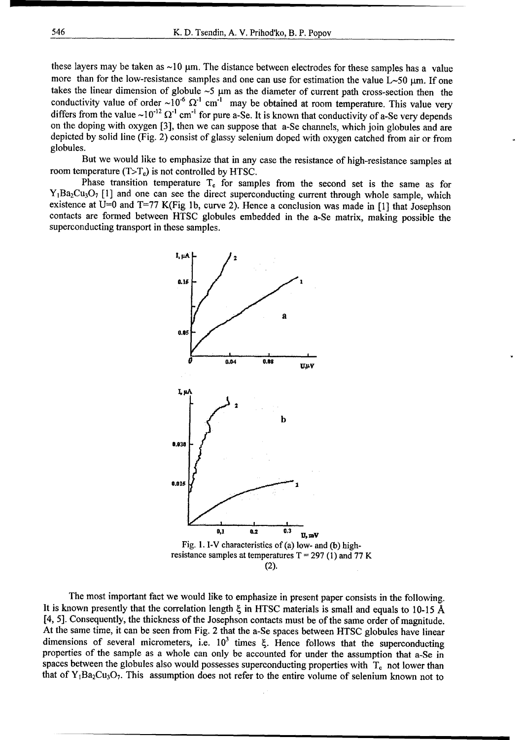these layers may be taken as ~10 μm. The distance between electrodes for these samples has a value more than for the low-resistance samples and one can use for estimation the value L~50 μm. If one takes the linear dimension of globule ~5 μm as the diameter of current path cross-section then the conductivity value of order $\sim 10^{-6}\ \Omega^{-1}\ \text{cm}^{-1}$ may be obtained at room temperature. This value very differs from the value $\sim 10^{-12}\ \Omega^{-1}\ \text{cm}^{-1}$ for pure a-Se. It is known that conductivity of a-Se very depends on the doping with oxygen [3], then we can suppose that a-Se channels, which join globules and are depicted by solid line (Fig. 2) consist of glassy selenium doped with oxygen catched from air or from globules.

But we would like to emphasize that in any case the resistance of high-resistance samples at room temperature ($T>T_c$) is not controlled by HTSC.

Phase transition temperature $T_c$ for samples from the second set is the same as for $Y_1Ba_2Cu_3O_7$ [1] and one can see the direct superconducting current through whole sample, which existence at U=0 and T=77 K(Fig 1b, curve 2). Hence a conclusion was made in [1] that Josephson contacts are formed between HTSC globules embedded in the a-Se matrix, making possible the superconducting transport in these samples.

Fig. 1. I-V characteristics of (a) low- and (b) high-resistance samples at temperatures T = 297 (1) and 77 K (2).

The most important fact we would like to emphasize in present paper consists in the following. It is known presently that the correlation length $\xi$ in HTSC materials is small and equals to 10-15 Å [4, 5]. Consequently, the thickness of the Josephson contacts must be of the same order of magnitude. At the same time, it can be seen from Fig. 2 that the a-Se spaces between HTSC globules have linear dimensions of several micrometers, i.e. $10^3$ times $\xi$. Hence follows that the superconducting properties of the sample as a whole can only be accounted for under the assumption that a-Se in spaces between the globules also would possesses superconducting properties with $T_c$ not lower than that of $Y_1Ba_2Cu_3O_7$. This assumption does not refer to the entire volume of selenium known not to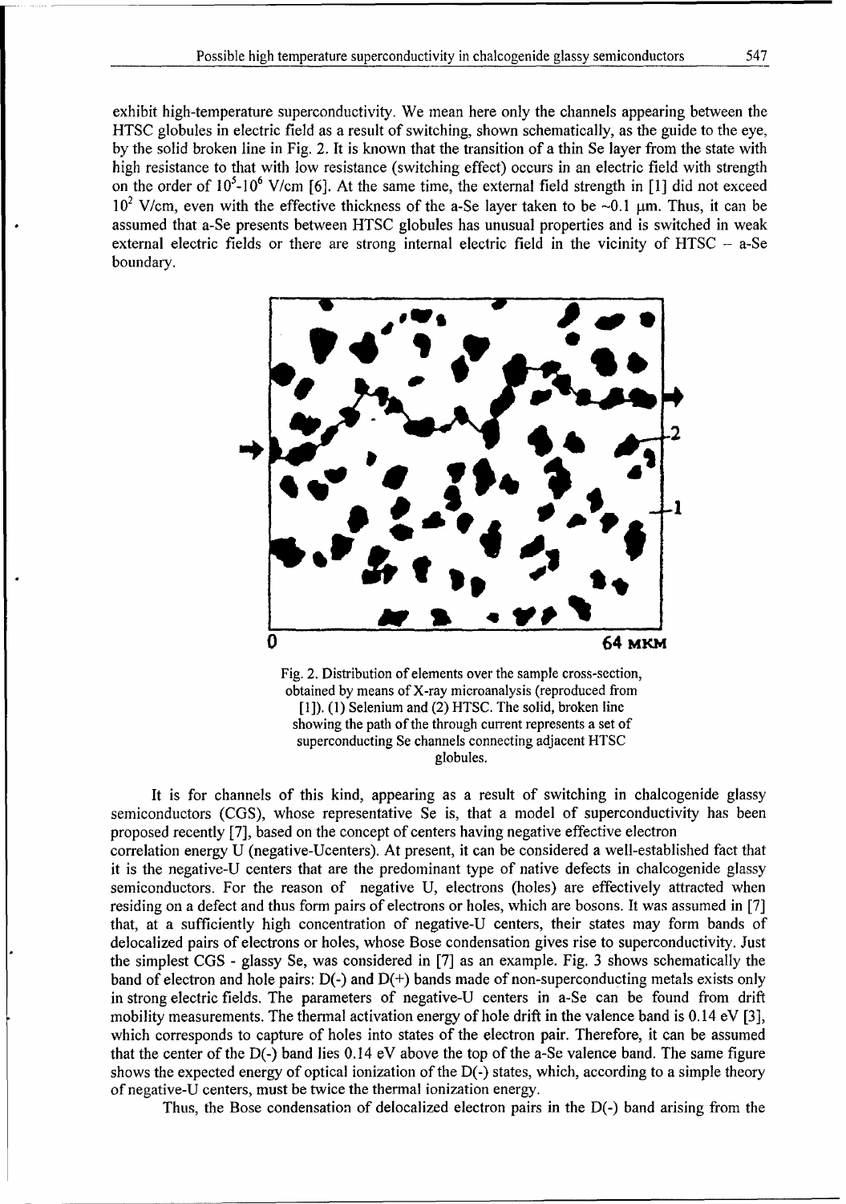exhibit high-temperature superconductivity. We mean here only the channels appearing between the HTSC globules in electric field as a result of switching, shown schematically, as the guide to the eye, by the solid broken line in Fig. 2. It is known that the transition of a thin Se layer from the state with high resistance to that with low resistance (switching effect) occurs in an electric field with strength on the order of $10^5$-$10^6$ V/cm [6]. At the same time, the external field strength in [1] did not exceed $10^2$ V/cm, even with the effective thickness of the a-Se layer taken to be ~0.1 μm. Thus, it can be assumed that a-Se presents between HTSC globules has unusual properties and is switched in weak external electric fields or there are strong internal electric field in the vicinity of HTSC – a-Se boundary.

Fig. 2. Distribution of elements over the sample cross-section, obtained by means of X-ray microanalysis (reproduced from [1]). (1) Selenium and (2) HTSC. The solid, broken line showing the path of the through current represents a set of superconducting Se channels connecting adjacent HTSC globules.

It is for channels of this kind, appearing as a result of switching in chalcogenide glassy semiconductors (CGS), whose representative Se is, that a model of superconductivity has been proposed recently [7], based on the concept of centers having negative effective electron correlation energy U (negative-Ucenters). At present, it can be considered a well-established fact that it is the negative-U centers that are the predominant type of native defects in chalcogenide glassy semiconductors. For the reason of negative U, electrons (holes) are effectively attracted when residing on a defect and thus form pairs of electrons or holes, which are bosons. It was assumed in [7] that, at a sufficiently high concentration of negative-U centers, their states may form bands of delocalized pairs of electrons or holes, whose Bose condensation gives rise to superconductivity. Just the simplest CGS - glassy Se, was considered in [7] as an example. Fig. 3 shows schematically the band of electron and hole pairs: D(-) and D(+) bands made of non-superconducting metals exists only in strong electric fields. The parameters of negative-U centers in a-Se can be found from drift mobility measurements. The thermal activation energy of hole drift in the valence band is 0.14 eV [3], which corresponds to capture of holes into states of the electron pair. Therefore, it can be assumed that the center of the D(-) band lies 0.14 eV above the top of the a-Se valence band. The same figure shows the expected energy of optical ionization of the D(-) states, which, according to a simple theory of negative-U centers, must be twice the thermal ionization energy.

Thus, the Bose condensation of delocalized electron pairs in the D(-) band arising from the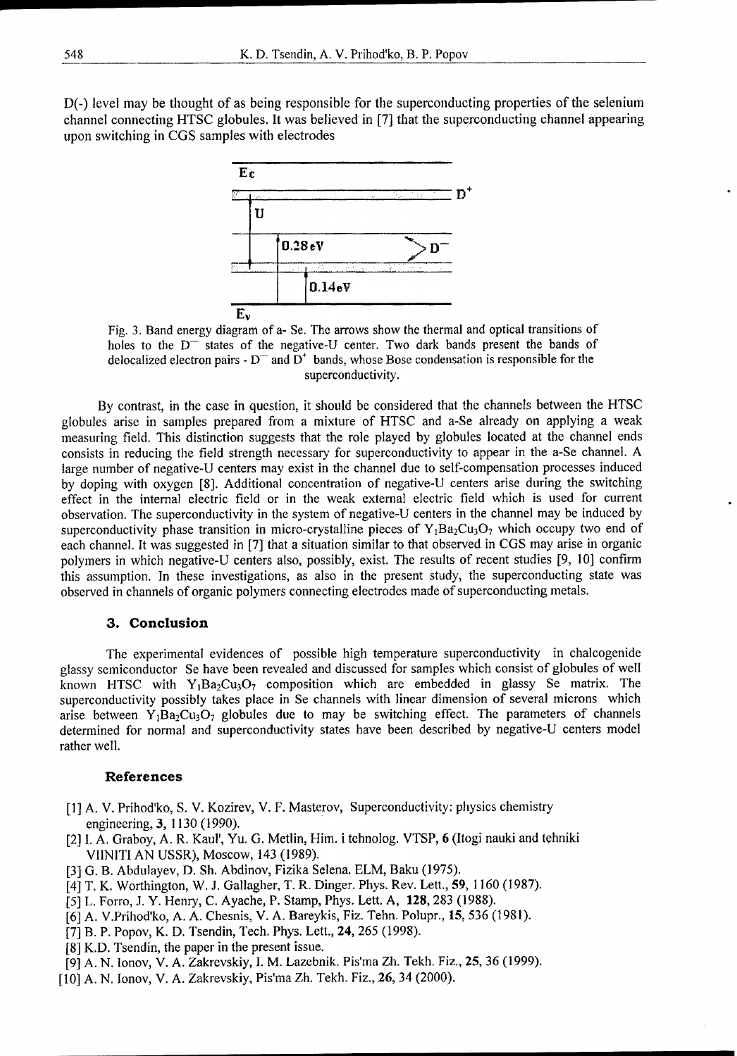D(-) level may be thought of as being responsible for the superconducting properties of the selenium channel connecting HTSC globules. It was believed in [7] that the superconducting channel appearing upon switching in CGS samples with electrodes

Ec

$D^+$

U

0.28eV

$D^-$

0.14eV

$E_v$

Fig. 3. Band energy diagram of a- Se. The arrows show the thermal and optical transitions of holes to the $D^-$ states of the negative-U center. Two dark bands present the bands of delocalized electron pairs - $D^-$ and $D^+$ bands, whose Bose condensation is responsible for the superconductivity.

By contrast, in the case in question, it should be considered that the channels between the HTSC globules arise in samples prepared from a mixture of HTSC and a-Se already on applying a weak measuring field. This distinction suggests that the role played by globules located at the channel ends consists in reducing the field strength necessary for superconductivity to appear in the a-Se channel. A large number of negative-U centers may exist in the channel due to self-compensation processes induced by doping with oxygen [8]. Additional concentration of negative-U centers arise during the switching effect in the internal electric field or in the weak external electric field which is used for current observation. The superconductivity in the system of negative-U centers in the channel may be induced by superconductivity phase transition in micro-crystalline pieces of $Y_1Ba_2Cu_3O_7$ which occupy two end of each channel. It was suggested in [7] that a situation similar to that observed in CGS may arise in organic polymers in which negative-U centers also, possibly, exist. The results of recent studies [9, 10] confirm this assumption. In these investigations, as also in the present study, the superconducting state was observed in channels of organic polymers connecting electrodes made of superconducting metals.

### 3. Conclusion

The experimental evidences of possible high temperature superconductivity in chalcogenide glassy semiconductor Se have been revealed and discussed for samples which consist of globules of well known HTSC with $Y_1Ba_2Cu_3O_7$ composition which are embedded in glassy Se matrix. The superconductivity possibly takes place in Se channels with linear dimension of several microns which arise between $Y_1Ba_2Cu_3O_7$ globules due to may be switching effect. The parameters of channels determined for normal and superconductivity states have been described by negative-U centers model rather well.

### References

[1] A. V. Prihod'ko, S. V. Kozirev, V. F. Masterov, Superconductivity: physics chemistry engineering, **3**, 1130 (1990).

[2] I. A. Graboy, A. R. Kaul', Yu. G. Metlin, Him. i tehnolog. VTSP, **6** (Itogi nauki and tehniki VIINITI AN USSR), Moscow, 143 (1989).

[3] G. B. Abdulayev, D. Sh. Abdinov, Fizika Selena. ELM, Baku (1975).

[4] T. K. Worthington, W. J. Gallagher, T. R. Dinger. Phys. Rev. Lett., **59**, 1160 (1987).

[5] L. Forro, J. Y. Henry, C. Ayache, P. Stamp, Phys. Lett. A, **128**, 283 (1988).

[6] A. V.Prihod'ko, A. A. Chesnis, V. A. Bareykis, Fiz. Tehn. Polupr., **15**, 536 (1981).

[7] B. P. Popov, K. D. Tsendin, Tech. Phys. Lett., **24**, 265 (1998).

[8] K.D. Tsendin, the paper in the present issue.

[9] A. N. Ionov, V. A. Zakrevskiy, I. M. Lazebnik. Pis'ma Zh. Tekh. Fiz., **25**, 36 (1999).

[10] A. N. Ionov, V. A. Zakrevskiy, Pis'ma Zh. Tekh. Fiz., **26**, 34 (2000).